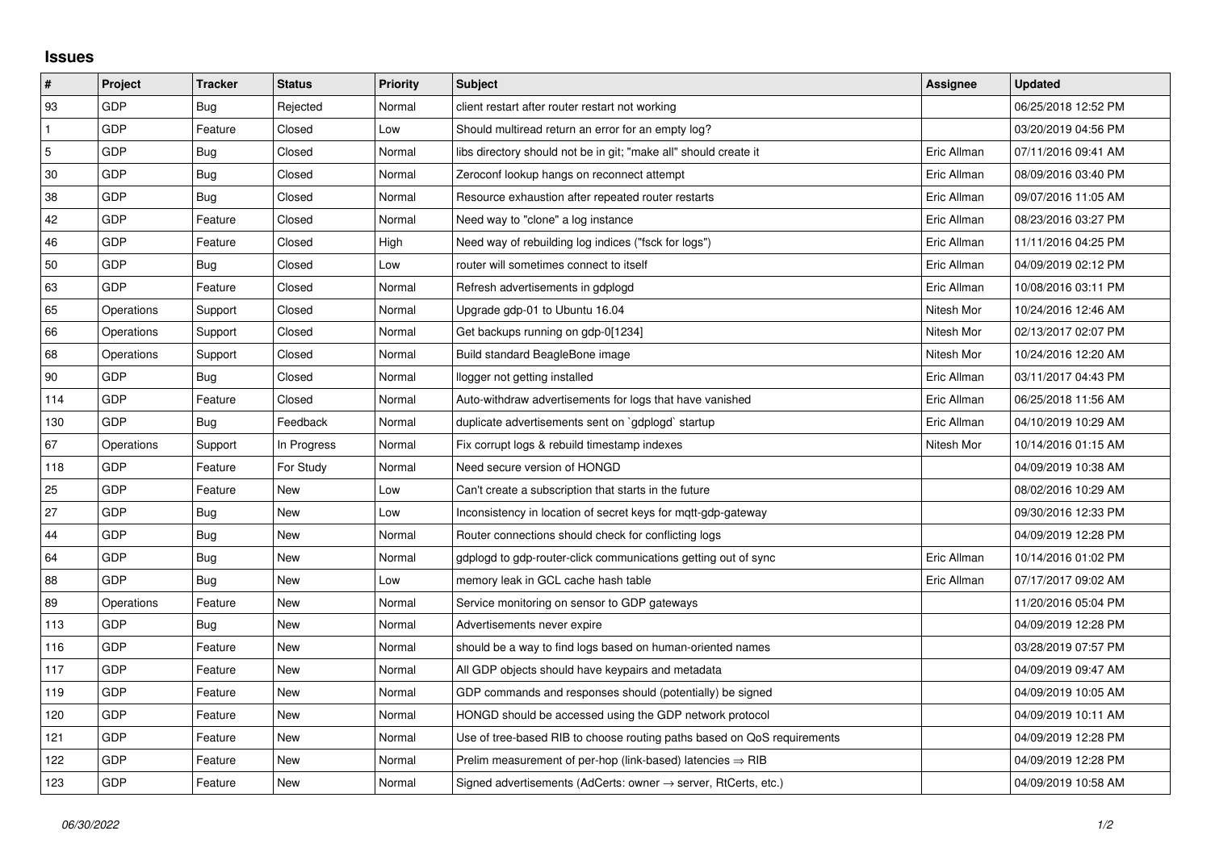## Issues

| # | Project | Tracker | Status | Priority | Subject | Assignee | Updated |
|---|---|---|---|---|---|---|---|
| 93 | GDP | Bug | Rejected | Normal | client restart after router restart not working | | 06/25/2018 12:52 PM |
| 1 | GDP | Feature | Closed | Low | Should multiread return an error for an empty log? | | 03/20/2019 04:56 PM |
| 5 | GDP | Bug | Closed | Normal | libs directory should not be in git; "make all" should create it | Eric Allman | 07/11/2016 09:41 AM |
| 30 | GDP | Bug | Closed | Normal | Zeroconf lookup hangs on reconnect attempt | Eric Allman | 08/09/2016 03:40 PM |
| 38 | GDP | Bug | Closed | Normal | Resource exhaustion after repeated router restarts | Eric Allman | 09/07/2016 11:05 AM |
| 42 | GDP | Feature | Closed | Normal | Need way to "clone" a log instance | Eric Allman | 08/23/2016 03:27 PM |
| 46 | GDP | Feature | Closed | High | Need way of rebuilding log indices ("fsck for logs") | Eric Allman | 11/11/2016 04:25 PM |
| 50 | GDP | Bug | Closed | Low | router will sometimes connect to itself | Eric Allman | 04/09/2019 02:12 PM |
| 63 | GDP | Feature | Closed | Normal | Refresh advertisements in gdplogd | Eric Allman | 10/08/2016 03:11 PM |
| 65 | Operations | Support | Closed | Normal | Upgrade gdp-01 to Ubuntu 16.04 | Nitesh Mor | 10/24/2016 12:46 AM |
| 66 | Operations | Support | Closed | Normal | Get backups running on gdp-0[1234] | Nitesh Mor | 02/13/2017 02:07 PM |
| 68 | Operations | Support | Closed | Normal | Build standard BeagleBone image | Nitesh Mor | 10/24/2016 12:20 AM |
| 90 | GDP | Bug | Closed | Normal | llogger not getting installed | Eric Allman | 03/11/2017 04:43 PM |
| 114 | GDP | Feature | Closed | Normal | Auto-withdraw advertisements for logs that have vanished | Eric Allman | 06/25/2018 11:56 AM |
| 130 | GDP | Bug | Feedback | Normal | duplicate advertisements sent on `gdplogd` startup | Eric Allman | 04/10/2019 10:29 AM |
| 67 | Operations | Support | In Progress | Normal | Fix corrupt logs & rebuild timestamp indexes | Nitesh Mor | 10/14/2016 01:15 AM |
| 118 | GDP | Feature | For Study | Normal | Need secure version of HONGD | | 04/09/2019 10:38 AM |
| 25 | GDP | Feature | New | Low | Can't create a subscription that starts in the future | | 08/02/2016 10:29 AM |
| 27 | GDP | Bug | New | Low | Inconsistency in location of secret keys for mqtt-gdp-gateway | | 09/30/2016 12:33 PM |
| 44 | GDP | Bug | New | Normal | Router connections should check for conflicting logs | | 04/09/2019 12:28 PM |
| 64 | GDP | Bug | New | Normal | gdplogd to gdp-router-click communications getting out of sync | Eric Allman | 10/14/2016 01:02 PM |
| 88 | GDP | Bug | New | Low | memory leak in GCL cache hash table | Eric Allman | 07/17/2017 09:02 AM |
| 89 | Operations | Feature | New | Normal | Service monitoring on sensor to GDP gateways | | 11/20/2016 05:04 PM |
| 113 | GDP | Bug | New | Normal | Advertisements never expire | | 04/09/2019 12:28 PM |
| 116 | GDP | Feature | New | Normal | should be a way to find logs based on human-oriented names | | 03/28/2019 07:57 PM |
| 117 | GDP | Feature | New | Normal | All GDP objects should have keypairs and metadata | | 04/09/2019 09:47 AM |
| 119 | GDP | Feature | New | Normal | GDP commands and responses should (potentially) be signed | | 04/09/2019 10:05 AM |
| 120 | GDP | Feature | New | Normal | HONGD should be accessed using the GDP network protocol | | 04/09/2019 10:11 AM |
| 121 | GDP | Feature | New | Normal | Use of tree-based RIB to choose routing paths based on QoS requirements | | 04/09/2019 12:28 PM |
| 122 | GDP | Feature | New | Normal | Prelim measurement of per-hop (link-based) latencies ⇒ RIB | | 04/09/2019 12:28 PM |
| 123 | GDP | Feature | New | Normal | Signed advertisements (AdCerts: owner → server, RtCerts, etc.) | | 04/09/2019 10:58 AM |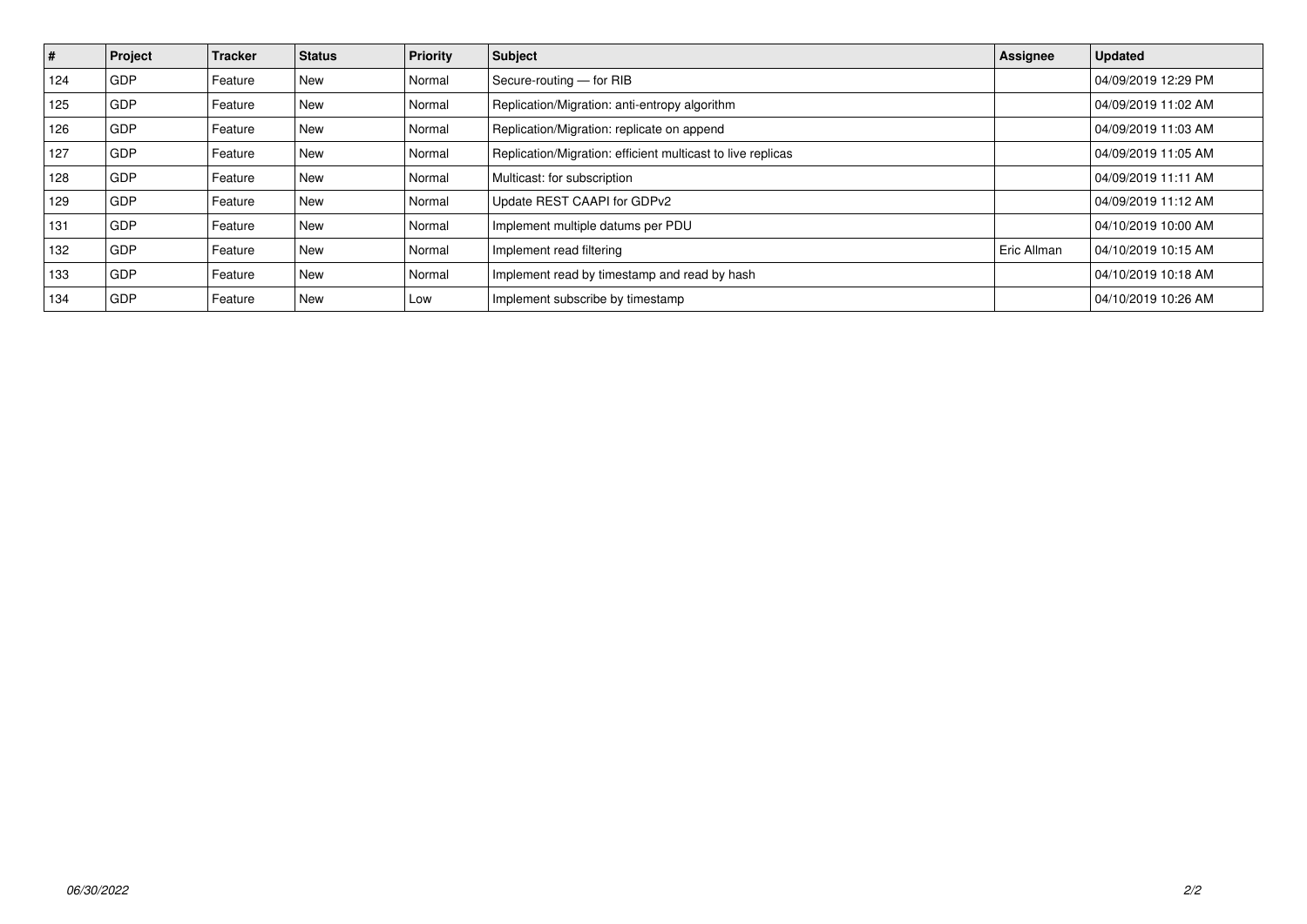| # | Project | Tracker | Status | Priority | Subject | Assignee | Updated |
|---|---|---|---|---|---|---|---|
| 124 | GDP | Feature | New | Normal | Secure-routing — for RIB | | 04/09/2019 12:29 PM |
| 125 | GDP | Feature | New | Normal | Replication/Migration: anti-entropy algorithm | | 04/09/2019 11:02 AM |
| 126 | GDP | Feature | New | Normal | Replication/Migration: replicate on append | | 04/09/2019 11:03 AM |
| 127 | GDP | Feature | New | Normal | Replication/Migration: efficient multicast to live replicas | | 04/09/2019 11:05 AM |
| 128 | GDP | Feature | New | Normal | Multicast: for subscription | | 04/09/2019 11:11 AM |
| 129 | GDP | Feature | New | Normal | Update REST CAAPI for GDPv2 | | 04/09/2019 11:12 AM |
| 131 | GDP | Feature | New | Normal | Implement multiple datums per PDU | | 04/10/2019 10:00 AM |
| 132 | GDP | Feature | New | Normal | Implement read filtering | Eric Allman | 04/10/2019 10:15 AM |
| 133 | GDP | Feature | New | Normal | Implement read by timestamp and read by hash | | 04/10/2019 10:18 AM |
| 134 | GDP | Feature | New | Low | Implement subscribe by timestamp | | 04/10/2019 10:26 AM |